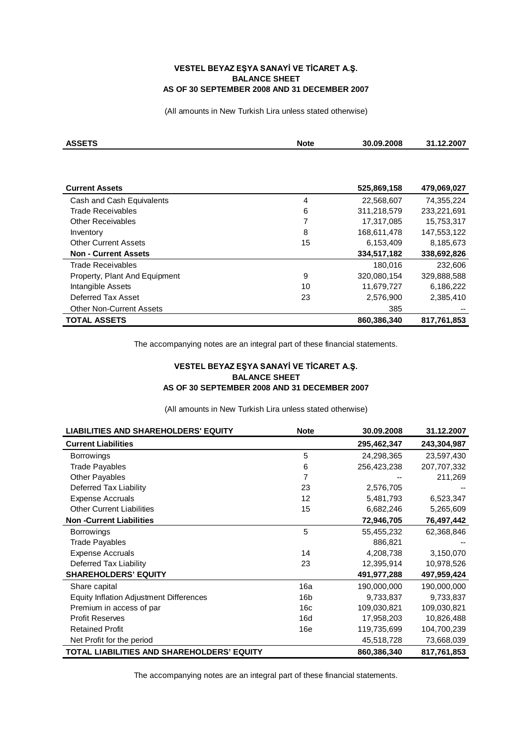**VESTEL BEYAZ EŞYA SANAYİ VE TİCARET A.Ş.**
**BALANCE SHEET**
**AS OF 30 SEPTEMBER 2008 AND 31 DECEMBER 2007**

(All amounts in New Turkish Lira unless stated otherwise)

| ASSETS | Note | 30.09.2008 | 31.12.2007 |
|---|---|---|---|
| **Current Assets** | | **525,869,158** | **479,069,027** |
| Cash and Cash Equivalents | 4 | 22,568,607 | 74,355,224 |
| Trade Receivables | 6 | 311,218,579 | 233,221,691 |
| Other Receivables | 7 | 17,317,085 | 15,753,317 |
| Inventory | 8 | 168,611,478 | 147,553,122 |
| Other Current Assets | 15 | 6,153,409 | 8,185,673 |
| **Non - Current Assets** | | **334,517,182** | **338,692,826** |
| Trade Receivables | | 180,016 | 232,606 |
| Property, Plant And Equipment | 9 | 320,080,154 | 329,888,588 |
| Intangible Assets | 10 | 11,679,727 | 6,186,222 |
| Deferred Tax Asset | 23 | 2,576,900 | 2,385,410 |
| Other Non-Current Assets | | 385 | -- |
| **TOTAL ASSETS** | | **860,386,340** | **817,761,853** |

The accompanying notes are an integral part of these financial statements.

**VESTEL BEYAZ EŞYA SANAYİ VE TİCARET A.Ş.**
**BALANCE SHEET**
**AS OF 30 SEPTEMBER 2008 AND 31 DECEMBER 2007**

(All amounts in New Turkish Lira unless stated otherwise)

| LIABILITIES AND SHAREHOLDERS' EQUITY | Note | 30.09.2008 | 31.12.2007 |
|---|---|---|---|
| **Current Liabilities** | | **295,462,347** | **243,304,987** |
| Borrowings | 5 | 24,298,365 | 23,597,430 |
| Trade Payables | 6 | 256,423,238 | 207,707,332 |
| Other Payables | 7 | -- | 211,269 |
| Deferred Tax Liability | 23 | 2,576,705 | -- |
| Expense Accruals | 12 | 5,481,793 | 6,523,347 |
| Other Current Liabilities | 15 | 6,682,246 | 5,265,609 |
| **Non -Current Liabilities** | | **72,946,705** | **76,497,442** |
| Borrowings | 5 | 55,455,232 | 62,368,846 |
| Trade Payables | | 886,821 | -- |
| Expense Accruals | 14 | 4,208,738 | 3,150,070 |
| Deferred Tax Liability | 23 | 12,395,914 | 10,978,526 |
| **SHAREHOLDERS' EQUITY** | | **491,977,288** | **497,959,424** |
| Share capital | 16a | 190,000,000 | 190,000,000 |
| Equity Inflation Adjustment Differences | 16b | 9,733,837 | 9,733,837 |
| Premium in access of par | 16c | 109,030,821 | 109,030,821 |
| Profit Reserves | 16d | 17,958,203 | 10,826,488 |
| Retained Profit | 16e | 119,735,699 | 104,700,239 |
| Net Profit for the period | | 45,518,728 | 73,668,039 |
| **TOTAL LIABILITIES AND SHAREHOLDERS' EQUITY** | | **860,386,340** | **817,761,853** |

The accompanying notes are an integral part of these financial statements.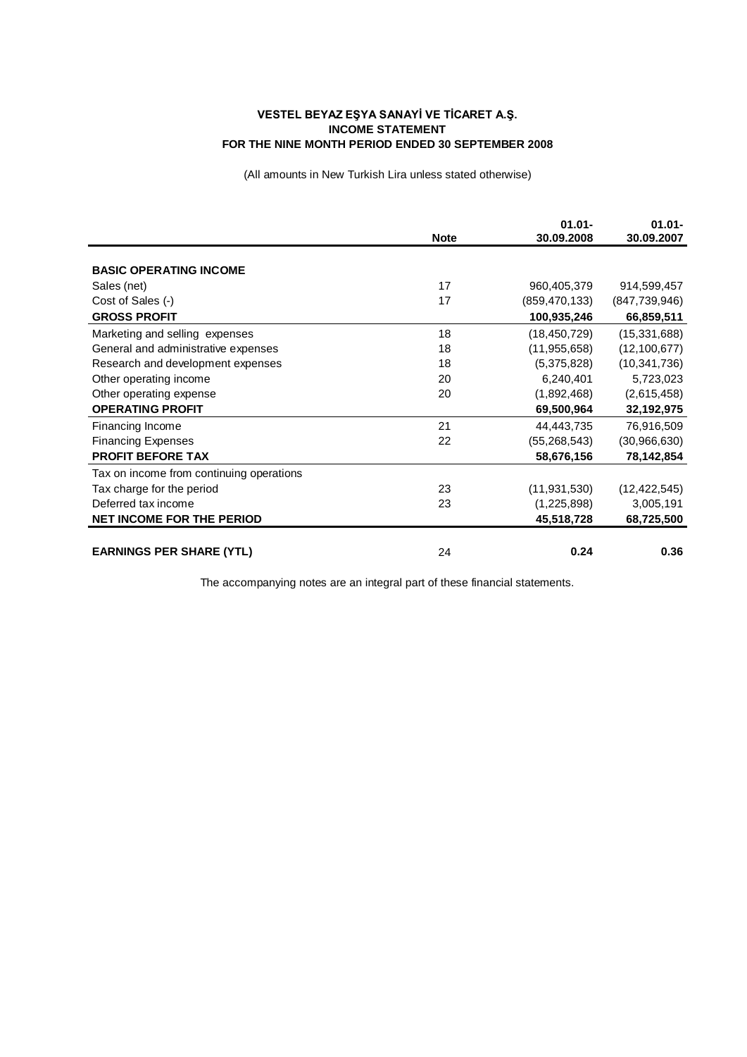**VESTEL BEYAZ EŞYA SANAYİ VE TİCARET A.Ş.**
**INCOME STATEMENT**
**FOR THE NINE MONTH PERIOD ENDED 30 SEPTEMBER 2008**

(All amounts in New Turkish Lira unless stated otherwise)

| | Note | 01.01-30.09.2008 | 01.01-30.09.2007 |
|---|---|---|---|
| **BASIC OPERATING INCOME** | | | |
| Sales (net) | 17 | 960,405,379 | 914,599,457 |
| Cost of Sales (-) | 17 | (859,470,133) | (847,739,946) |
| **GROSS PROFIT** | | **100,935,246** | **66,859,511** |
| Marketing and selling expenses | 18 | (18,450,729) | (15,331,688) |
| General and administrative expenses | 18 | (11,955,658) | (12,100,677) |
| Research and development expenses | 18 | (5,375,828) | (10,341,736) |
| Other operating income | 20 | 6,240,401 | 5,723,023 |
| Other operating expense | 20 | (1,892,468) | (2,615,458) |
| **OPERATING PROFIT** | | **69,500,964** | **32,192,975** |
| Financing Income | 21 | 44,443,735 | 76,916,509 |
| Financing Expenses | 22 | (55,268,543) | (30,966,630) |
| **PROFIT BEFORE TAX** | | **58,676,156** | **78,142,854** |
| Tax on income from continuing operations | | | |
| Tax charge for the period | 23 | (11,931,530) | (12,422,545) |
| Deferred tax income | 23 | (1,225,898) | 3,005,191 |
| **NET INCOME FOR THE PERIOD** | | **45,518,728** | **68,725,500** |
| **EARNINGS PER SHARE (YTL)** | 24 | **0.24** | **0.36** |

The accompanying notes are an integral part of these financial statements.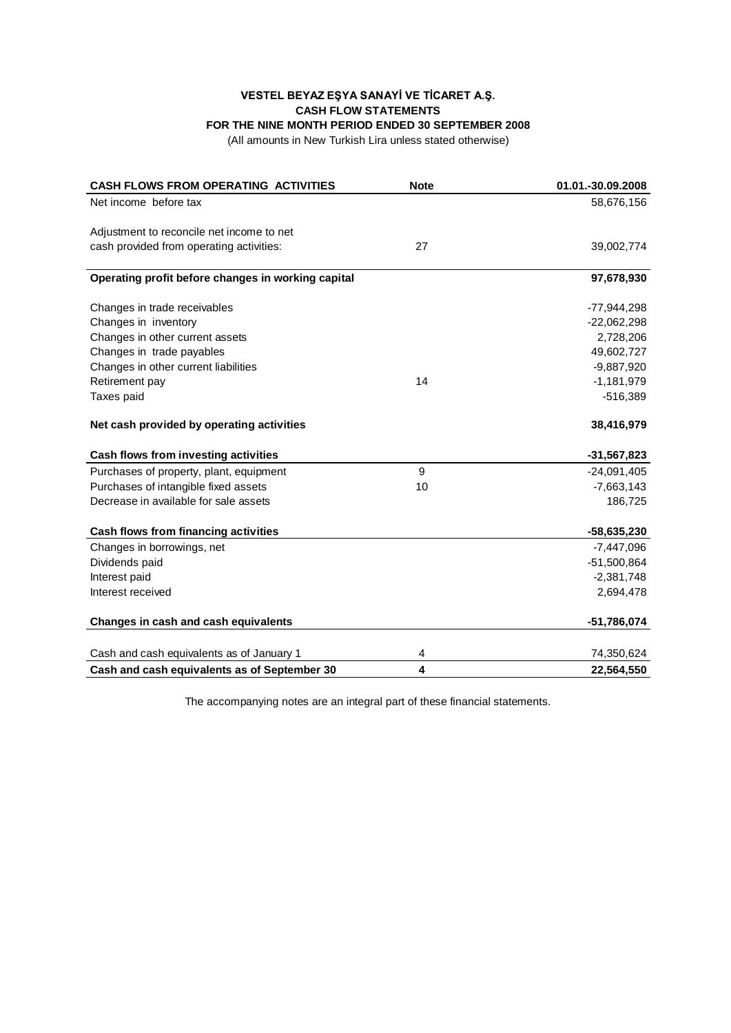**VESTEL BEYAZ EŞYA SANAYİ VE TİCARET A.Ş.**
**CASH FLOW STATEMENTS**
**FOR THE NINE MONTH PERIOD ENDED 30 SEPTEMBER 2008**
(All amounts in New Turkish Lira unless stated otherwise)

| **CASH FLOWS FROM OPERATING ACTIVITIES** | **Note** | **01.01.-30.09.2008** |
|---|---|---|
| Net income before tax | | 58,676,156 |
| Adjustment to reconcile net income to net cash provided from operating activities: | 27 | 39,002,774 |
| **Operating profit before changes in working capital** | | **97,678,930** |
| Changes in trade receivables | | -77,944,298 |
| Changes in inventory | | -22,062,298 |
| Changes in other current assets | | 2,728,206 |
| Changes in trade payables | | 49,602,727 |
| Changes in other current liabilities | | -9,887,920 |
| Retirement pay | 14 | -1,181,979 |
| Taxes paid | | -516,389 |
| **Net cash provided by operating activities** | | **38,416,979** |
| **Cash flows from investing activities** | | **-31,567,823** |
| Purchases of property, plant, equipment | 9 | -24,091,405 |
| Purchases of intangible fixed assets | 10 | -7,663,143 |
| Decrease in available for sale assets | | 186,725 |
| **Cash flows from financing activities** | | **-58,635,230** |
| Changes in borrowings, net | | -7,447,096 |
| Dividends paid | | -51,500,864 |
| Interest paid | | -2,381,748 |
| Interest received | | 2,694,478 |
| **Changes in cash and cash equivalents** | | **-51,786,074** |
| Cash and cash equivalents as of January 1 | 4 | 74,350,624 |
| **Cash and cash equivalents as of September 30** | **4** | **22,564,550** |

The accompanying notes are an integral part of these financial statements.